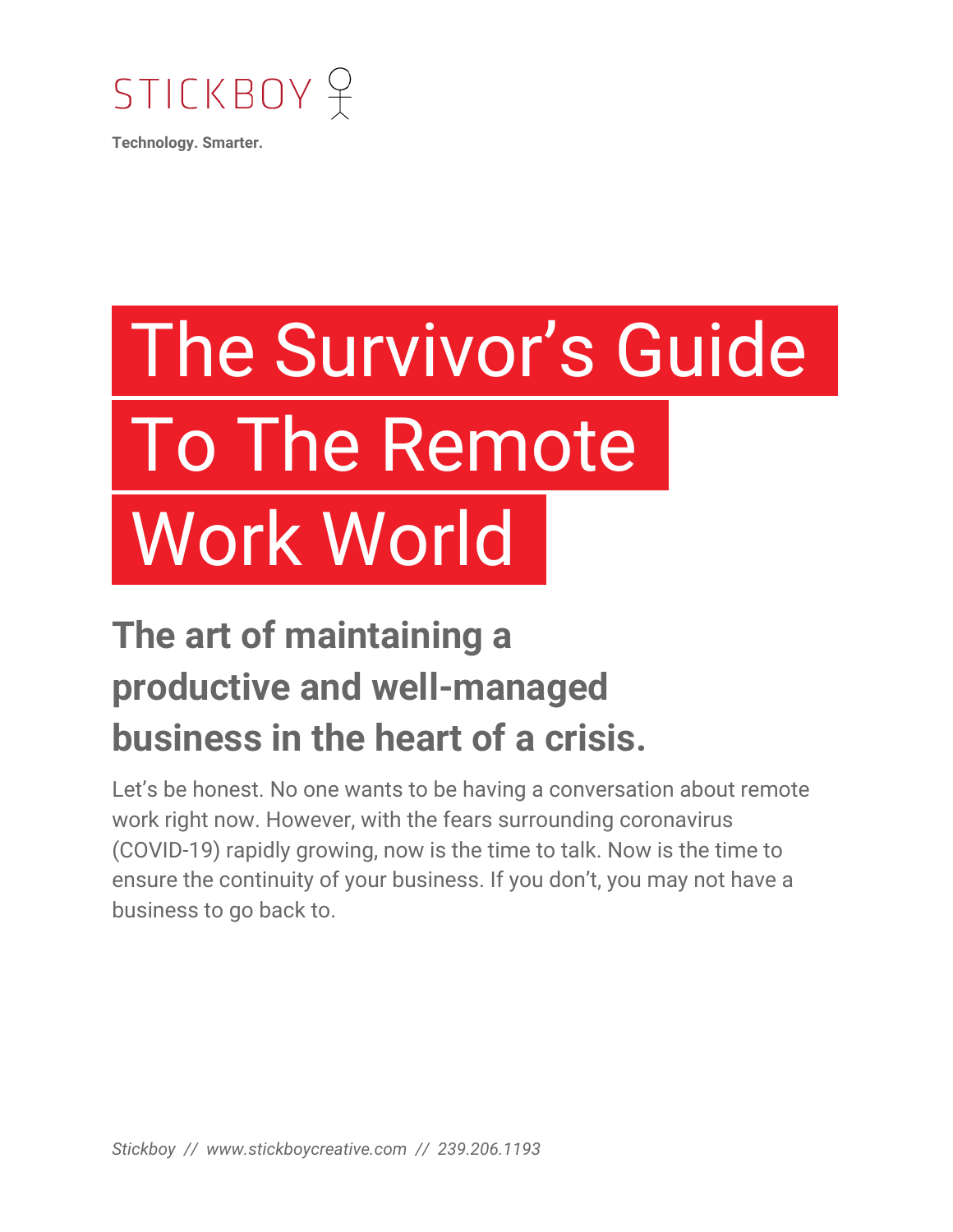STICKBOY

**Technology. Smarter.**

# The Survivor's Guide To The Remote Work World

## The art of maintaining a productive and well-managed business in the heart of a crisis.

Let's be honest. No one wants to be having a conversation about remote work right now. However, with the fears surrounding coronavirus (COVID-19) rapidly growing, now is the time to talk. Now is the time to ensure the continuity of your business. If you don't, you may not have a business to go back to.

*Stickboy // www.stickboycreative.com // 239.206.1193*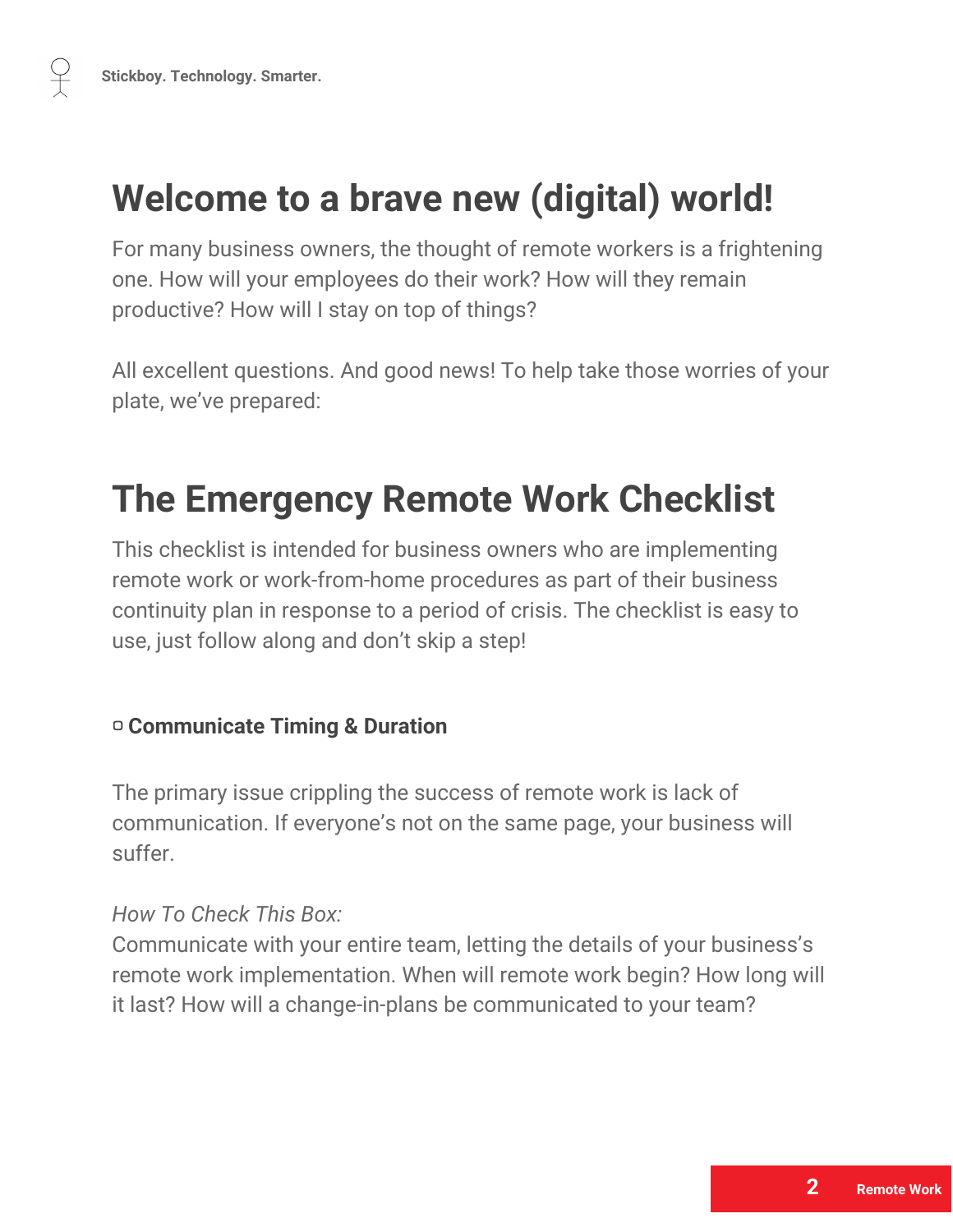# Welcome to a brave new (digital) world!

For many business owners, the thought of remote workers is a frightening one. How will your employees do their work? How will they remain productive? How will I stay on top of things?

All excellent questions. And good news! To help take those worries of your plate, we've prepared:

# The Emergency Remote Work Checklist

This checklist is intended for business owners who are implementing remote work or work-from-home procedures as part of their business continuity plan in response to a period of crisis. The checklist is easy to use, just follow along and don't skip a step!

▫ **Communicate Timing & Duration**

The primary issue crippling the success of remote work is lack of communication. If everyone's not on the same page, your business will suffer.

*How To Check This Box:*
Communicate with your entire team, letting the details of your business's remote work implementation. When will remote work begin? How long will it last? How will a change-in-plans be communicated to your team?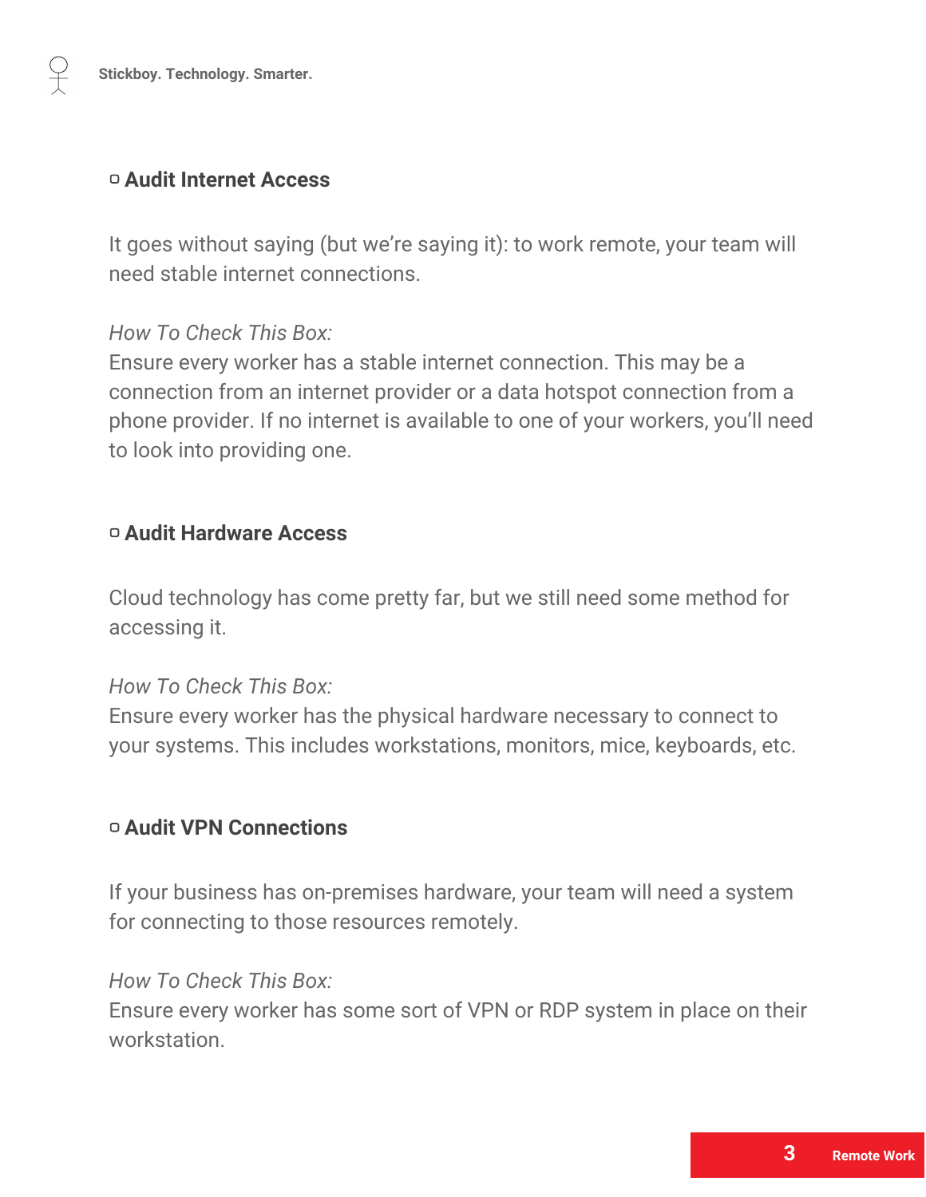### ▢ Audit Internet Access

It goes without saying (but we're saying it): to work remote, your team will need stable internet connections.

*How To Check This Box:*
Ensure every worker has a stable internet connection. This may be a connection from an internet provider or a data hotspot connection from a phone provider. If no internet is available to one of your workers, you'll need to look into providing one.

### ▢ Audit Hardware Access

Cloud technology has come pretty far, but we still need some method for accessing it.

*How To Check This Box:*
Ensure every worker has the physical hardware necessary to connect to your systems. This includes workstations, monitors, mice, keyboards, etc.

### ▢ Audit VPN Connections

If your business has on-premises hardware, your team will need a system for connecting to those resources remotely.

*How To Check This Box:*
Ensure every worker has some sort of VPN or RDP system in place on their workstation.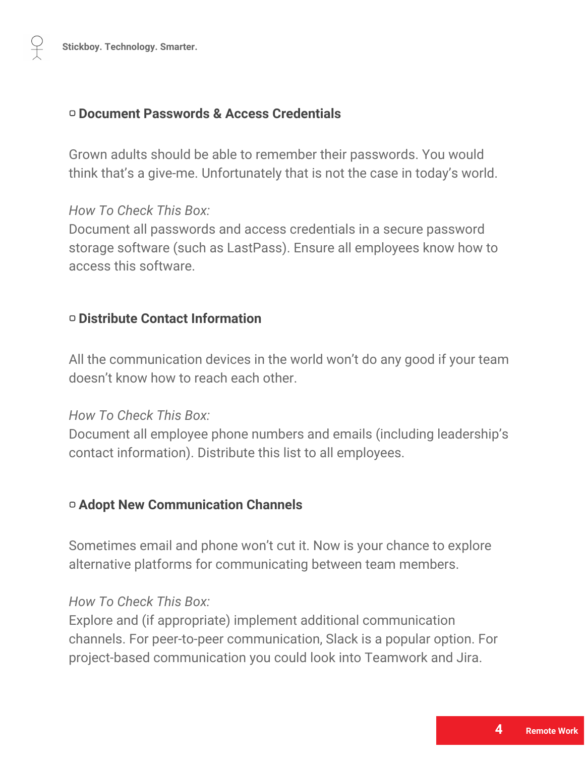### ▢ Document Passwords & Access Credentials

Grown adults should be able to remember their passwords. You would think that's a give-me. Unfortunately that is not the case in today's world.

*How To Check This Box:*
Document all passwords and access credentials in a secure password storage software (such as LastPass). Ensure all employees know how to access this software.

### ▢ Distribute Contact Information

All the communication devices in the world won't do any good if your team doesn't know how to reach each other.

*How To Check This Box:*
Document all employee phone numbers and emails (including leadership's contact information). Distribute this list to all employees.

### ▢ Adopt New Communication Channels

Sometimes email and phone won't cut it. Now is your chance to explore alternative platforms for communicating between team members.

*How To Check This Box:*
Explore and (if appropriate) implement additional communication channels. For peer-to-peer communication, Slack is a popular option. For project-based communication you could look into Teamwork and Jira.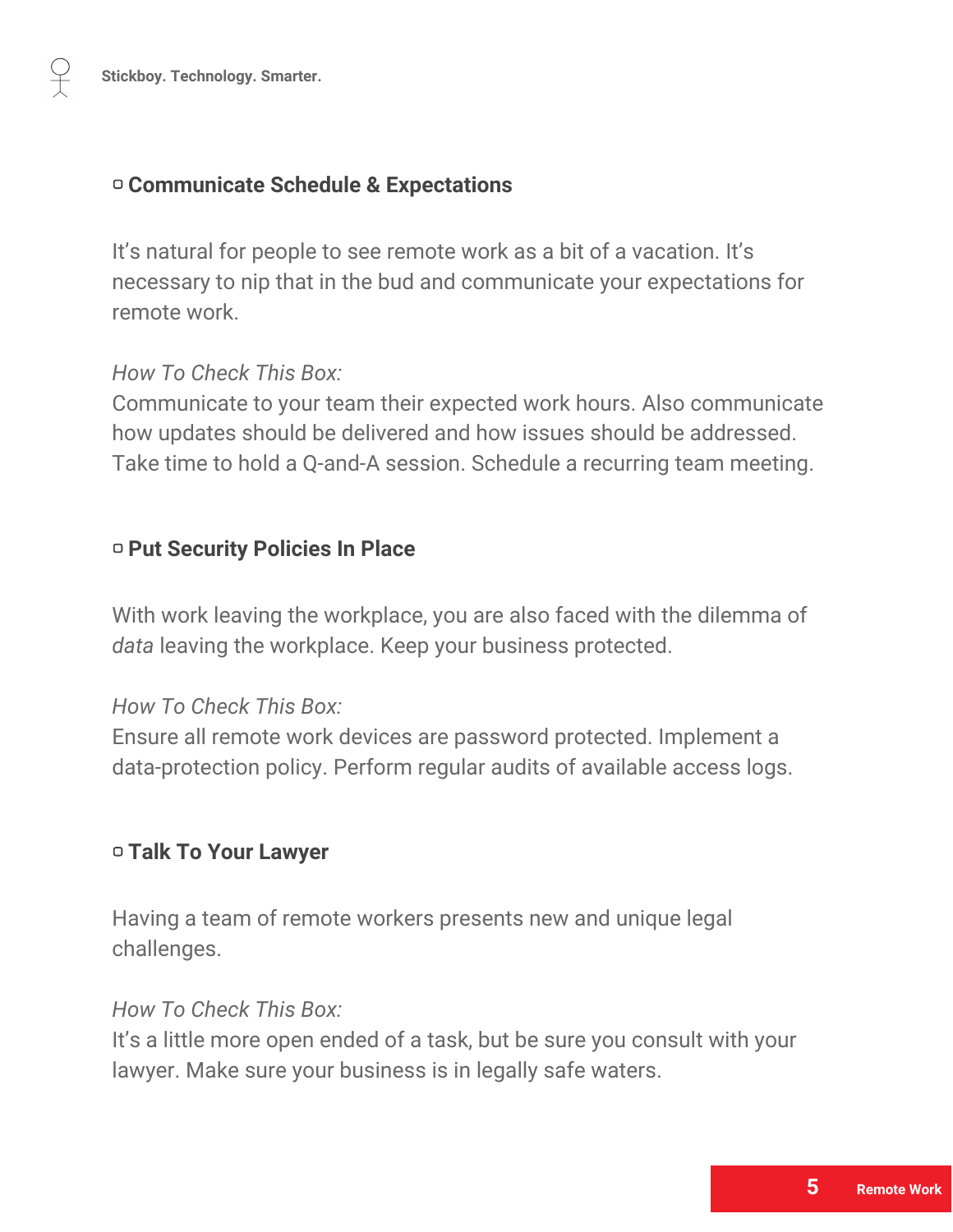▢ **Communicate Schedule & Expectations**

It's natural for people to see remote work as a bit of a vacation. It's necessary to nip that in the bud and communicate your expectations for remote work.

*How To Check This Box:*
Communicate to your team their expected work hours. Also communicate how updates should be delivered and how issues should be addressed. Take time to hold a Q-and-A session. Schedule a recurring team meeting.

▢ **Put Security Policies In Place**

With work leaving the workplace, you are also faced with the dilemma of *data* leaving the workplace. Keep your business protected.

*How To Check This Box:*
Ensure all remote work devices are password protected. Implement a data-protection policy. Perform regular audits of available access logs.

▢ **Talk To Your Lawyer**

Having a team of remote workers presents new and unique legal challenges.

*How To Check This Box:*
It's a little more open ended of a task, but be sure you consult with your lawyer. Make sure your business is in legally safe waters.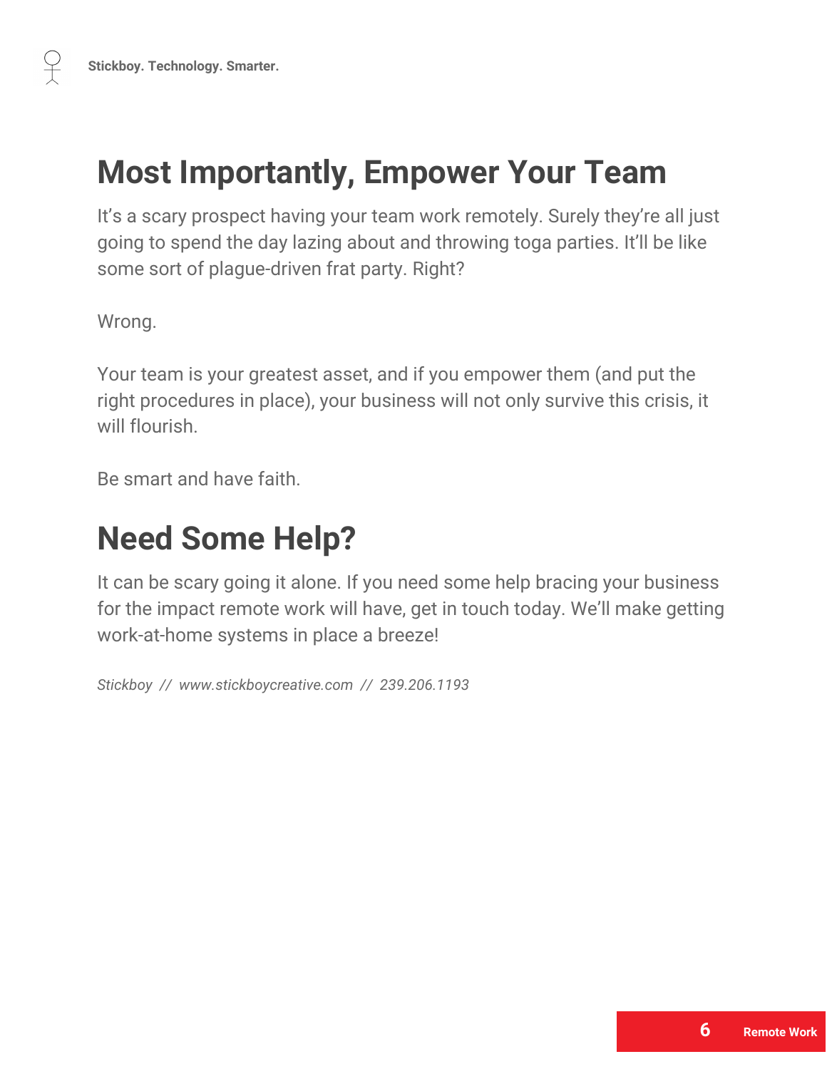## Most Importantly, Empower Your Team

It's a scary prospect having your team work remotely. Surely they're all just going to spend the day lazing about and throwing toga parties. It'll be like some sort of plague-driven frat party. Right?

Wrong.

Your team is your greatest asset, and if you empower them (and put the right procedures in place), your business will not only survive this crisis, it will flourish.

Be smart and have faith.

## Need Some Help?

It can be scary going it alone. If you need some help bracing your business for the impact remote work will have, get in touch today. We'll make getting work-at-home systems in place a breeze!

*Stickboy // www.stickboycreative.com // 239.206.1193*